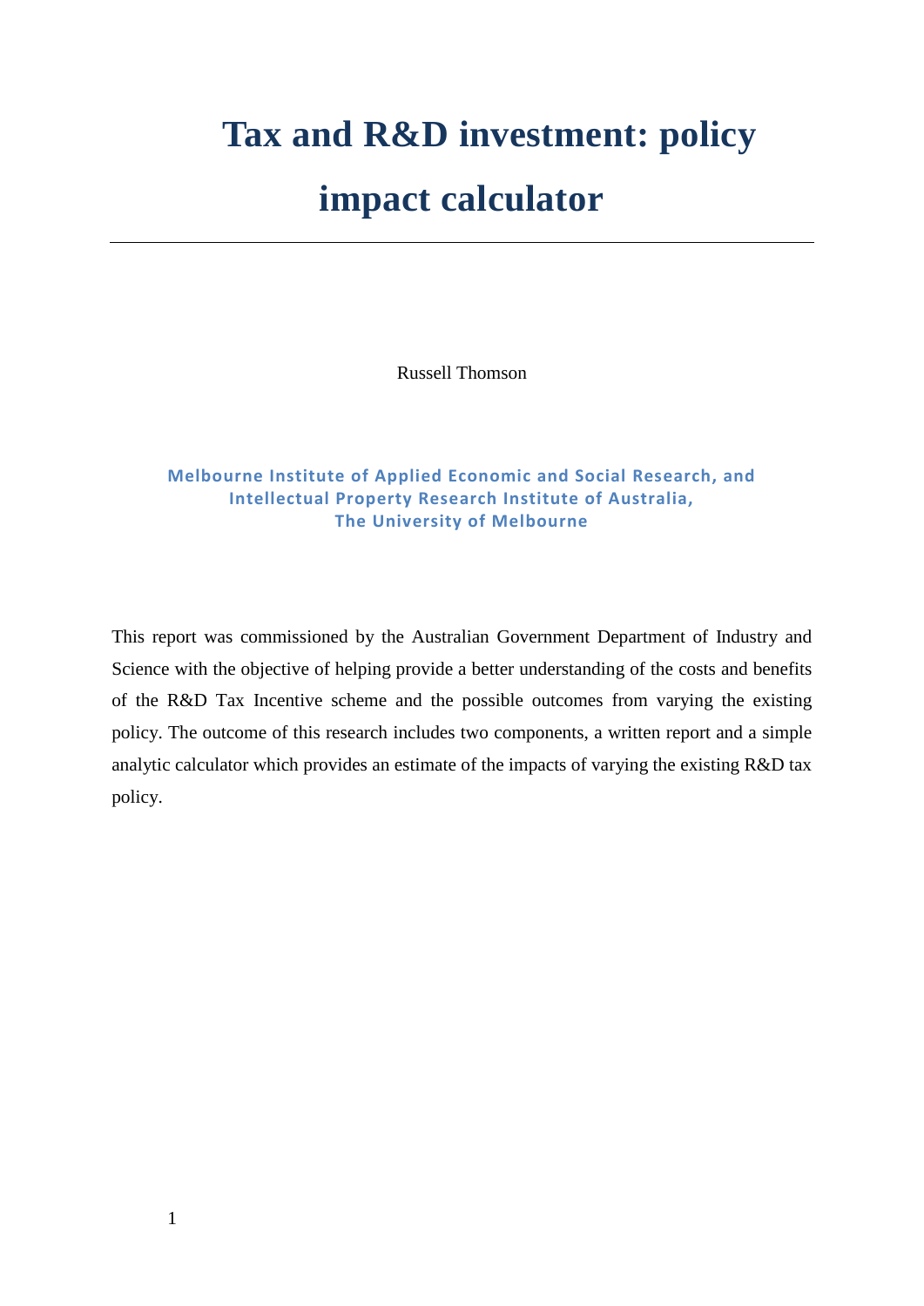# Tax and R&D investment: policy impact calculator

Russell Thomson

**Melbourne Institute of Applied Economic and Social Research, and Intellectual Property Research Institute of Australia, The University of Melbourne**

This report was commissioned by the Australian Government Department of Industry and Science with the objective of helping provide a better understanding of the costs and benefits of the R&D Tax Incentive scheme and the possible outcomes from varying the existing policy. The outcome of this research includes two components, a written report and a simple analytic calculator which provides an estimate of the impacts of varying the existing R&D tax policy.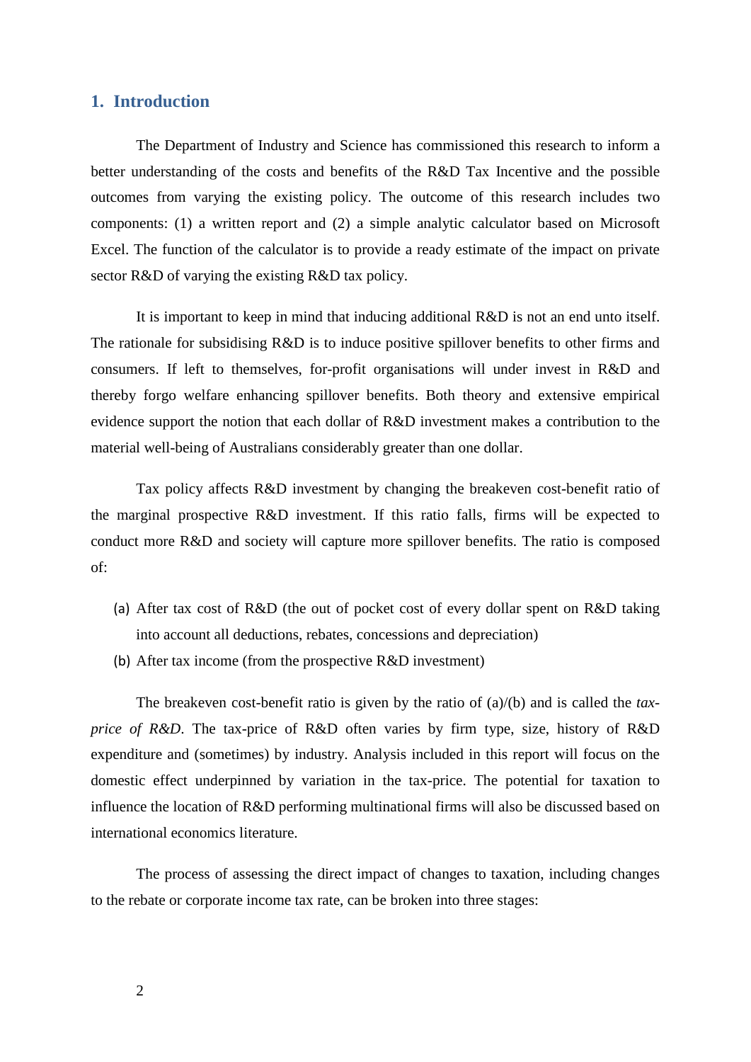## 1. Introduction

The Department of Industry and Science has commissioned this research to inform a better understanding of the costs and benefits of the R&D Tax Incentive and the possible outcomes from varying the existing policy. The outcome of this research includes two components: (1) a written report and (2) a simple analytic calculator based on Microsoft Excel. The function of the calculator is to provide a ready estimate of the impact on private sector R&D of varying the existing R&D tax policy.

It is important to keep in mind that inducing additional R&D is not an end unto itself. The rationale for subsidising R&D is to induce positive spillover benefits to other firms and consumers. If left to themselves, for-profit organisations will under invest in R&D and thereby forgo welfare enhancing spillover benefits. Both theory and extensive empirical evidence support the notion that each dollar of R&D investment makes a contribution to the material well-being of Australians considerably greater than one dollar.

Tax policy affects R&D investment by changing the breakeven cost-benefit ratio of the marginal prospective R&D investment. If this ratio falls, firms will be expected to conduct more R&D and society will capture more spillover benefits. The ratio is composed of:

(a) After tax cost of R&D (the out of pocket cost of every dollar spent on R&D taking into account all deductions, rebates, concessions and depreciation)

(b) After tax income (from the prospective R&D investment)

The breakeven cost-benefit ratio is given by the ratio of (a)/(b) and is called the *tax-price of R&D*. The tax-price of R&D often varies by firm type, size, history of R&D expenditure and (sometimes) by industry. Analysis included in this report will focus on the domestic effect underpinned by variation in the tax-price. The potential for taxation to influence the location of R&D performing multinational firms will also be discussed based on international economics literature.

The process of assessing the direct impact of changes to taxation, including changes to the rebate or corporate income tax rate, can be broken into three stages: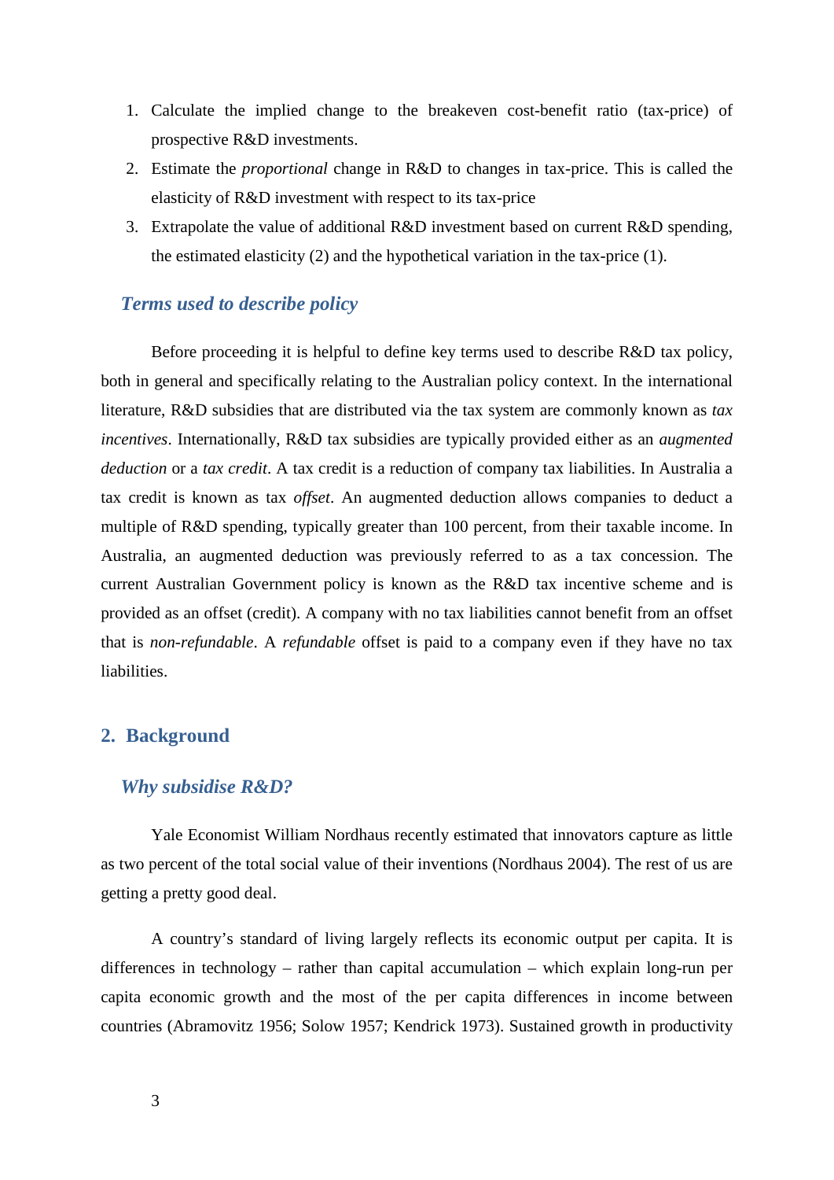1. Calculate the implied change to the breakeven cost-benefit ratio (tax-price) of prospective R&D investments.
2. Estimate the *proportional* change in R&D to changes in tax-price. This is called the elasticity of R&D investment with respect to its tax-price
3. Extrapolate the value of additional R&D investment based on current R&D spending, the estimated elasticity (2) and the hypothetical variation in the tax-price (1).

### *Terms used to describe policy*

Before proceeding it is helpful to define key terms used to describe R&D tax policy, both in general and specifically relating to the Australian policy context. In the international literature, R&D subsidies that are distributed via the tax system are commonly known as *tax incentives*. Internationally, R&D tax subsidies are typically provided either as an *augmented deduction* or a *tax credit*. A tax credit is a reduction of company tax liabilities. In Australia a tax credit is known as tax *offset*. An augmented deduction allows companies to deduct a multiple of R&D spending, typically greater than 100 percent, from their taxable income. In Australia, an augmented deduction was previously referred to as a tax concession. The current Australian Government policy is known as the R&D tax incentive scheme and is provided as an offset (credit). A company with no tax liabilities cannot benefit from an offset that is *non-refundable*. A *refundable* offset is paid to a company even if they have no tax liabilities.

## 2. Background

### *Why subsidise R&D?*

Yale Economist William Nordhaus recently estimated that innovators capture as little as two percent of the total social value of their inventions (Nordhaus 2004). The rest of us are getting a pretty good deal.

A country's standard of living largely reflects its economic output per capita. It is differences in technology – rather than capital accumulation – which explain long-run per capita economic growth and the most of the per capita differences in income between countries (Abramovitz 1956; Solow 1957; Kendrick 1973). Sustained growth in productivity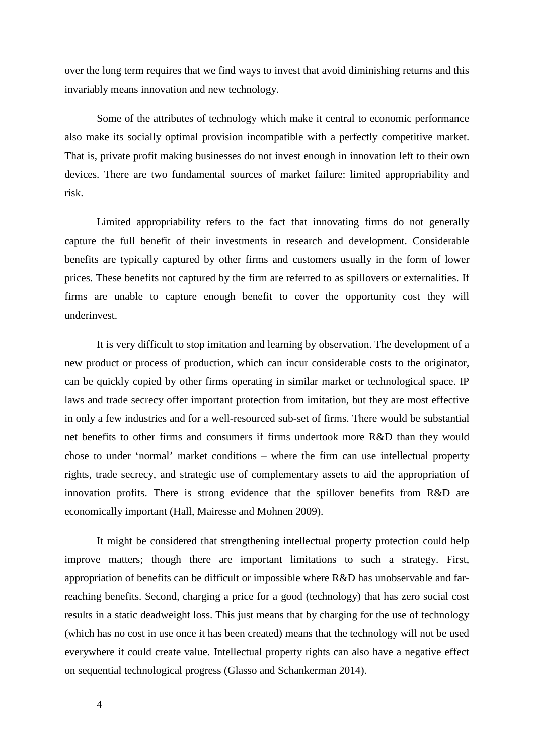over the long term requires that we find ways to invest that avoid diminishing returns and this invariably means innovation and new technology.

Some of the attributes of technology which make it central to economic performance also make its socially optimal provision incompatible with a perfectly competitive market. That is, private profit making businesses do not invest enough in innovation left to their own devices. There are two fundamental sources of market failure: limited appropriability and risk.

Limited appropriability refers to the fact that innovating firms do not generally capture the full benefit of their investments in research and development. Considerable benefits are typically captured by other firms and customers usually in the form of lower prices. These benefits not captured by the firm are referred to as spillovers or externalities. If firms are unable to capture enough benefit to cover the opportunity cost they will underinvest.

It is very difficult to stop imitation and learning by observation. The development of a new product or process of production, which can incur considerable costs to the originator, can be quickly copied by other firms operating in similar market or technological space. IP laws and trade secrecy offer important protection from imitation, but they are most effective in only a few industries and for a well-resourced sub-set of firms. There would be substantial net benefits to other firms and consumers if firms undertook more R&D than they would chose to under 'normal' market conditions – where the firm can use intellectual property rights, trade secrecy, and strategic use of complementary assets to aid the appropriation of innovation profits. There is strong evidence that the spillover benefits from R&D are economically important (Hall, Mairesse and Mohnen 2009).

It might be considered that strengthening intellectual property protection could help improve matters; though there are important limitations to such a strategy. First, appropriation of benefits can be difficult or impossible where R&D has unobservable and far-reaching benefits. Second, charging a price for a good (technology) that has zero social cost results in a static deadweight loss. This just means that by charging for the use of technology (which has no cost in use once it has been created) means that the technology will not be used everywhere it could create value. Intellectual property rights can also have a negative effect on sequential technological progress (Glasso and Schankerman 2014).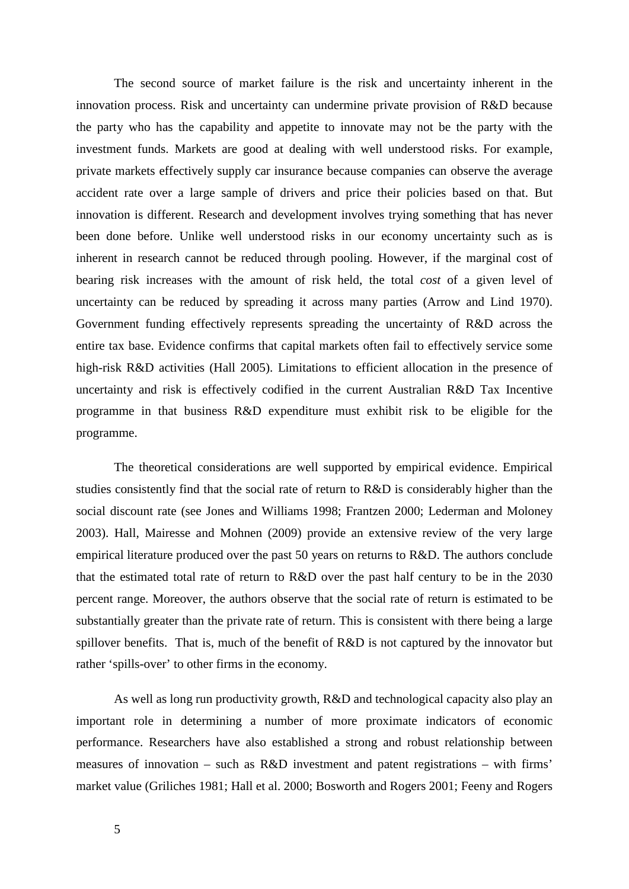The second source of market failure is the risk and uncertainty inherent in the innovation process. Risk and uncertainty can undermine private provision of R&D because the party who has the capability and appetite to innovate may not be the party with the investment funds. Markets are good at dealing with well understood risks. For example, private markets effectively supply car insurance because companies can observe the average accident rate over a large sample of drivers and price their policies based on that. But innovation is different. Research and development involves trying something that has never been done before. Unlike well understood risks in our economy uncertainty such as is inherent in research cannot be reduced through pooling. However, if the marginal cost of bearing risk increases with the amount of risk held, the total *cost* of a given level of uncertainty can be reduced by spreading it across many parties (Arrow and Lind 1970). Government funding effectively represents spreading the uncertainty of R&D across the entire tax base. Evidence confirms that capital markets often fail to effectively service some high-risk R&D activities (Hall 2005). Limitations to efficient allocation in the presence of uncertainty and risk is effectively codified in the current Australian R&D Tax Incentive programme in that business R&D expenditure must exhibit risk to be eligible for the programme.

The theoretical considerations are well supported by empirical evidence. Empirical studies consistently find that the social rate of return to R&D is considerably higher than the social discount rate (see Jones and Williams 1998; Frantzen 2000; Lederman and Moloney 2003). Hall, Mairesse and Mohnen (2009) provide an extensive review of the very large empirical literature produced over the past 50 years on returns to R&D. The authors conclude that the estimated total rate of return to R&D over the past half century to be in the 2030 percent range. Moreover, the authors observe that the social rate of return is estimated to be substantially greater than the private rate of return. This is consistent with there being a large spillover benefits. That is, much of the benefit of R&D is not captured by the innovator but rather 'spills-over' to other firms in the economy.

As well as long run productivity growth, R&D and technological capacity also play an important role in determining a number of more proximate indicators of economic performance. Researchers have also established a strong and robust relationship between measures of innovation – such as R&D investment and patent registrations – with firms' market value (Griliches 1981; Hall et al. 2000; Bosworth and Rogers 2001; Feeny and Rogers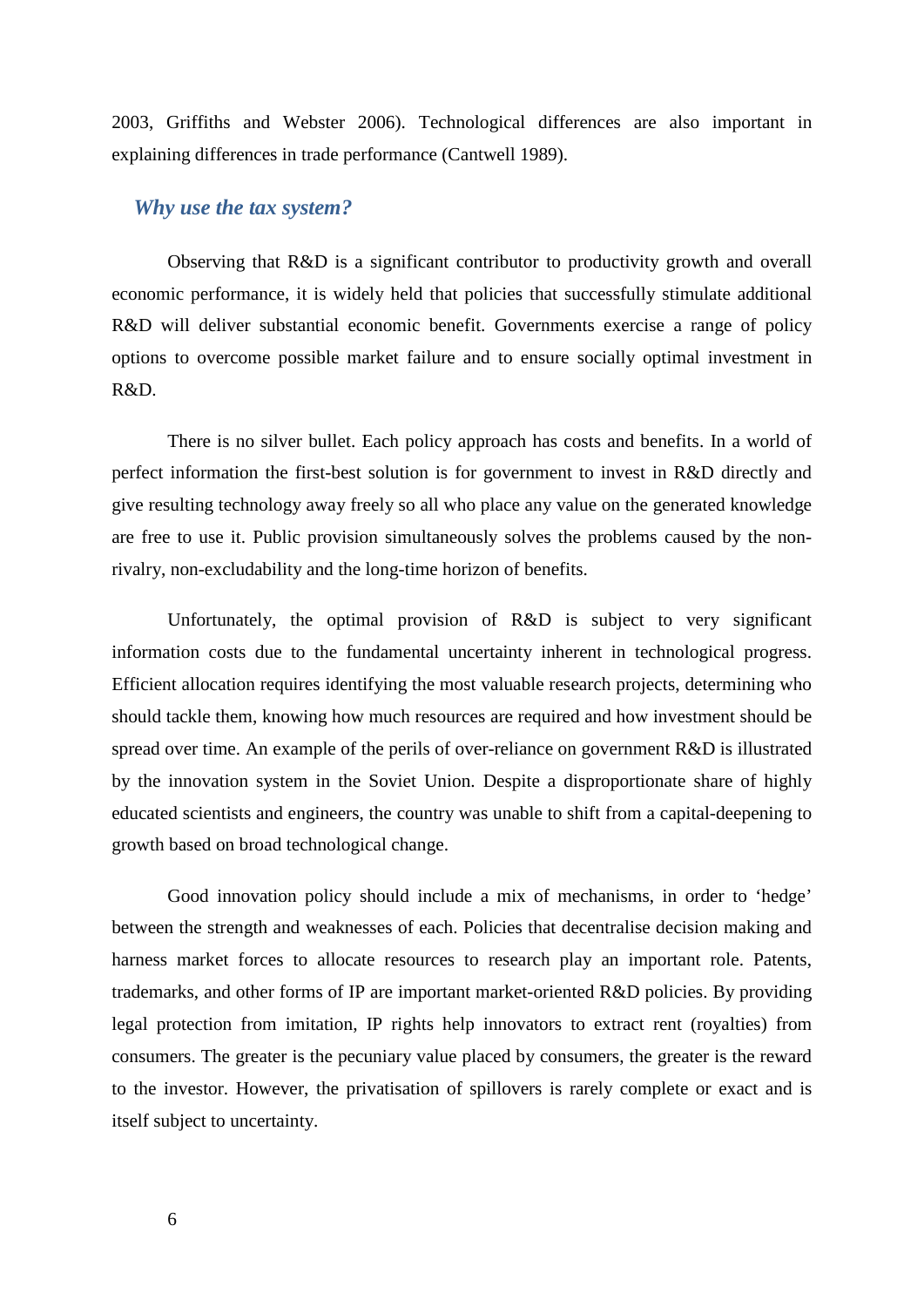2003, Griffiths and Webster 2006). Technological differences are also important in explaining differences in trade performance (Cantwell 1989).

### *Why use the tax system?*

Observing that R&D is a significant contributor to productivity growth and overall economic performance, it is widely held that policies that successfully stimulate additional R&D will deliver substantial economic benefit. Governments exercise a range of policy options to overcome possible market failure and to ensure socially optimal investment in R&D.

There is no silver bullet. Each policy approach has costs and benefits. In a world of perfect information the first-best solution is for government to invest in R&D directly and give resulting technology away freely so all who place any value on the generated knowledge are free to use it. Public provision simultaneously solves the problems caused by the non-rivalry, non-excludability and the long-time horizon of benefits.

Unfortunately, the optimal provision of R&D is subject to very significant information costs due to the fundamental uncertainty inherent in technological progress. Efficient allocation requires identifying the most valuable research projects, determining who should tackle them, knowing how much resources are required and how investment should be spread over time. An example of the perils of over-reliance on government R&D is illustrated by the innovation system in the Soviet Union. Despite a disproportionate share of highly educated scientists and engineers, the country was unable to shift from a capital-deepening to growth based on broad technological change.

Good innovation policy should include a mix of mechanisms, in order to 'hedge' between the strength and weaknesses of each. Policies that decentralise decision making and harness market forces to allocate resources to research play an important role. Patents, trademarks, and other forms of IP are important market-oriented R&D policies. By providing legal protection from imitation, IP rights help innovators to extract rent (royalties) from consumers. The greater is the pecuniary value placed by consumers, the greater is the reward to the investor. However, the privatisation of spillovers is rarely complete or exact and is itself subject to uncertainty.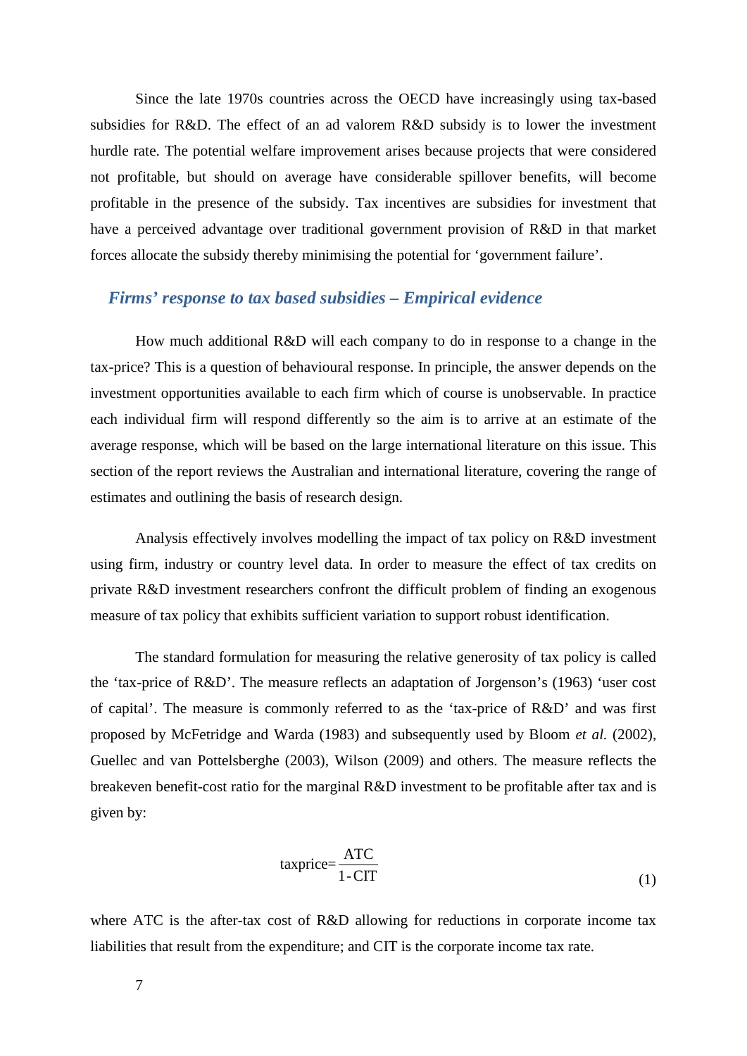Since the late 1970s countries across the OECD have increasingly using tax-based subsidies for R&D. The effect of an ad valorem R&D subsidy is to lower the investment hurdle rate. The potential welfare improvement arises because projects that were considered not profitable, but should on average have considerable spillover benefits, will become profitable in the presence of the subsidy. Tax incentives are subsidies for investment that have a perceived advantage over traditional government provision of R&D in that market forces allocate the subsidy thereby minimising the potential for 'government failure'.

## *Firms' response to tax based subsidies – Empirical evidence*

How much additional R&D will each company to do in response to a change in the tax-price? This is a question of behavioural response. In principle, the answer depends on the investment opportunities available to each firm which of course is unobservable. In practice each individual firm will respond differently so the aim is to arrive at an estimate of the average response, which will be based on the large international literature on this issue. This section of the report reviews the Australian and international literature, covering the range of estimates and outlining the basis of research design.

Analysis effectively involves modelling the impact of tax policy on R&D investment using firm, industry or country level data. In order to measure the effect of tax credits on private R&D investment researchers confront the difficult problem of finding an exogenous measure of tax policy that exhibits sufficient variation to support robust identification.

The standard formulation for measuring the relative generosity of tax policy is called the 'tax-price of R&D'. The measure reflects an adaptation of Jorgenson's (1963) 'user cost of capital'. The measure is commonly referred to as the 'tax-price of R&D' and was first proposed by McFetridge and Warda (1983) and subsequently used by Bloom *et al.* (2002), Guellec and van Pottelsberghe (2003), Wilson (2009) and others. The measure reflects the breakeven benefit-cost ratio for the marginal R&D investment to be profitable after tax and is given by:

$$\text{taxprice} = \frac{\text{ATC}}{1 - \text{CIT}} \tag{1}$$

where ATC is the after-tax cost of R&D allowing for reductions in corporate income tax liabilities that result from the expenditure; and CIT is the corporate income tax rate.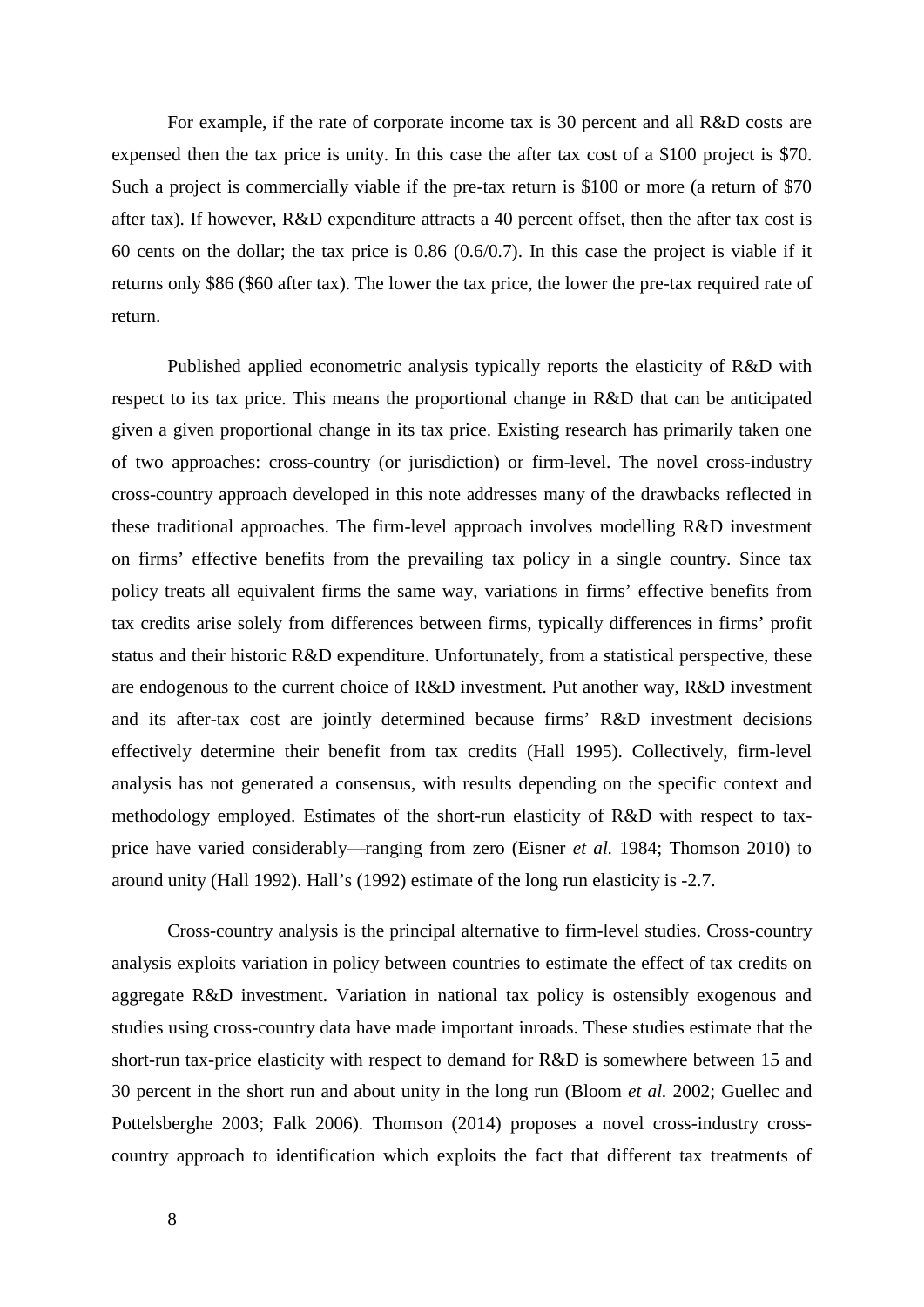For example, if the rate of corporate income tax is 30 percent and all R&D costs are expensed then the tax price is unity. In this case the after tax cost of a $100 project is $70. Such a project is commercially viable if the pre-tax return is $100 or more (a return of $70 after tax). If however, R&D expenditure attracts a 40 percent offset, then the after tax cost is 60 cents on the dollar; the tax price is 0.86 (0.6/0.7). In this case the project is viable if it returns only $86 ($60 after tax). The lower the tax price, the lower the pre-tax required rate of return.

Published applied econometric analysis typically reports the elasticity of R&D with respect to its tax price. This means the proportional change in R&D that can be anticipated given a given proportional change in its tax price. Existing research has primarily taken one of two approaches: cross-country (or jurisdiction) or firm-level. The novel cross-industry cross-country approach developed in this note addresses many of the drawbacks reflected in these traditional approaches. The firm-level approach involves modelling R&D investment on firms' effective benefits from the prevailing tax policy in a single country. Since tax policy treats all equivalent firms the same way, variations in firms' effective benefits from tax credits arise solely from differences between firms, typically differences in firms' profit status and their historic R&D expenditure. Unfortunately, from a statistical perspective, these are endogenous to the current choice of R&D investment. Put another way, R&D investment and its after-tax cost are jointly determined because firms' R&D investment decisions effectively determine their benefit from tax credits (Hall 1995). Collectively, firm-level analysis has not generated a consensus, with results depending on the specific context and methodology employed. Estimates of the short-run elasticity of R&D with respect to tax-price have varied considerably—ranging from zero (Eisner *et al.* 1984; Thomson 2010) to around unity (Hall 1992). Hall's (1992) estimate of the long run elasticity is -2.7.

Cross-country analysis is the principal alternative to firm-level studies. Cross-country analysis exploits variation in policy between countries to estimate the effect of tax credits on aggregate R&D investment. Variation in national tax policy is ostensibly exogenous and studies using cross-country data have made important inroads. These studies estimate that the short-run tax-price elasticity with respect to demand for R&D is somewhere between 15 and 30 percent in the short run and about unity in the long run (Bloom *et al.* 2002; Guellec and Pottelsberghe 2003; Falk 2006). Thomson (2014) proposes a novel cross-industry cross-country approach to identification which exploits the fact that different tax treatments of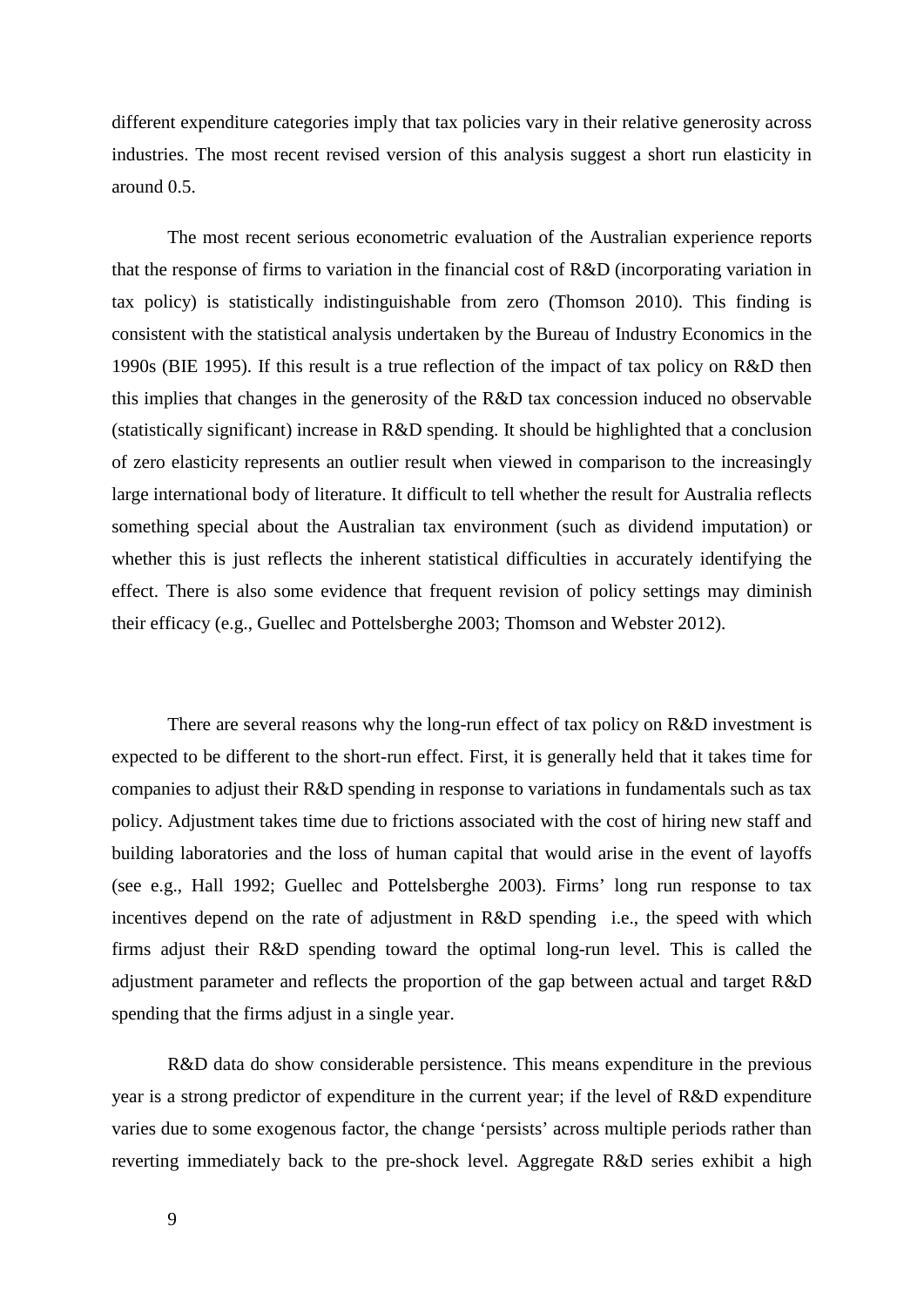different expenditure categories imply that tax policies vary in their relative generosity across industries. The most recent revised version of this analysis suggest a short run elasticity in around 0.5.

The most recent serious econometric evaluation of the Australian experience reports that the response of firms to variation in the financial cost of R&D (incorporating variation in tax policy) is statistically indistinguishable from zero (Thomson 2010). This finding is consistent with the statistical analysis undertaken by the Bureau of Industry Economics in the 1990s (BIE 1995). If this result is a true reflection of the impact of tax policy on R&D then this implies that changes in the generosity of the R&D tax concession induced no observable (statistically significant) increase in R&D spending. It should be highlighted that a conclusion of zero elasticity represents an outlier result when viewed in comparison to the increasingly large international body of literature. It difficult to tell whether the result for Australia reflects something special about the Australian tax environment (such as dividend imputation) or whether this is just reflects the inherent statistical difficulties in accurately identifying the effect. There is also some evidence that frequent revision of policy settings may diminish their efficacy (e.g., Guellec and Pottelsberghe 2003; Thomson and Webster 2012).

There are several reasons why the long-run effect of tax policy on R&D investment is expected to be different to the short-run effect. First, it is generally held that it takes time for companies to adjust their R&D spending in response to variations in fundamentals such as tax policy. Adjustment takes time due to frictions associated with the cost of hiring new staff and building laboratories and the loss of human capital that would arise in the event of layoffs (see e.g., Hall 1992; Guellec and Pottelsberghe 2003). Firms' long run response to tax incentives depend on the rate of adjustment in R&D spending i.e., the speed with which firms adjust their R&D spending toward the optimal long-run level. This is called the adjustment parameter and reflects the proportion of the gap between actual and target R&D spending that the firms adjust in a single year.

R&D data do show considerable persistence. This means expenditure in the previous year is a strong predictor of expenditure in the current year; if the level of R&D expenditure varies due to some exogenous factor, the change 'persists' across multiple periods rather than reverting immediately back to the pre-shock level. Aggregate R&D series exhibit a high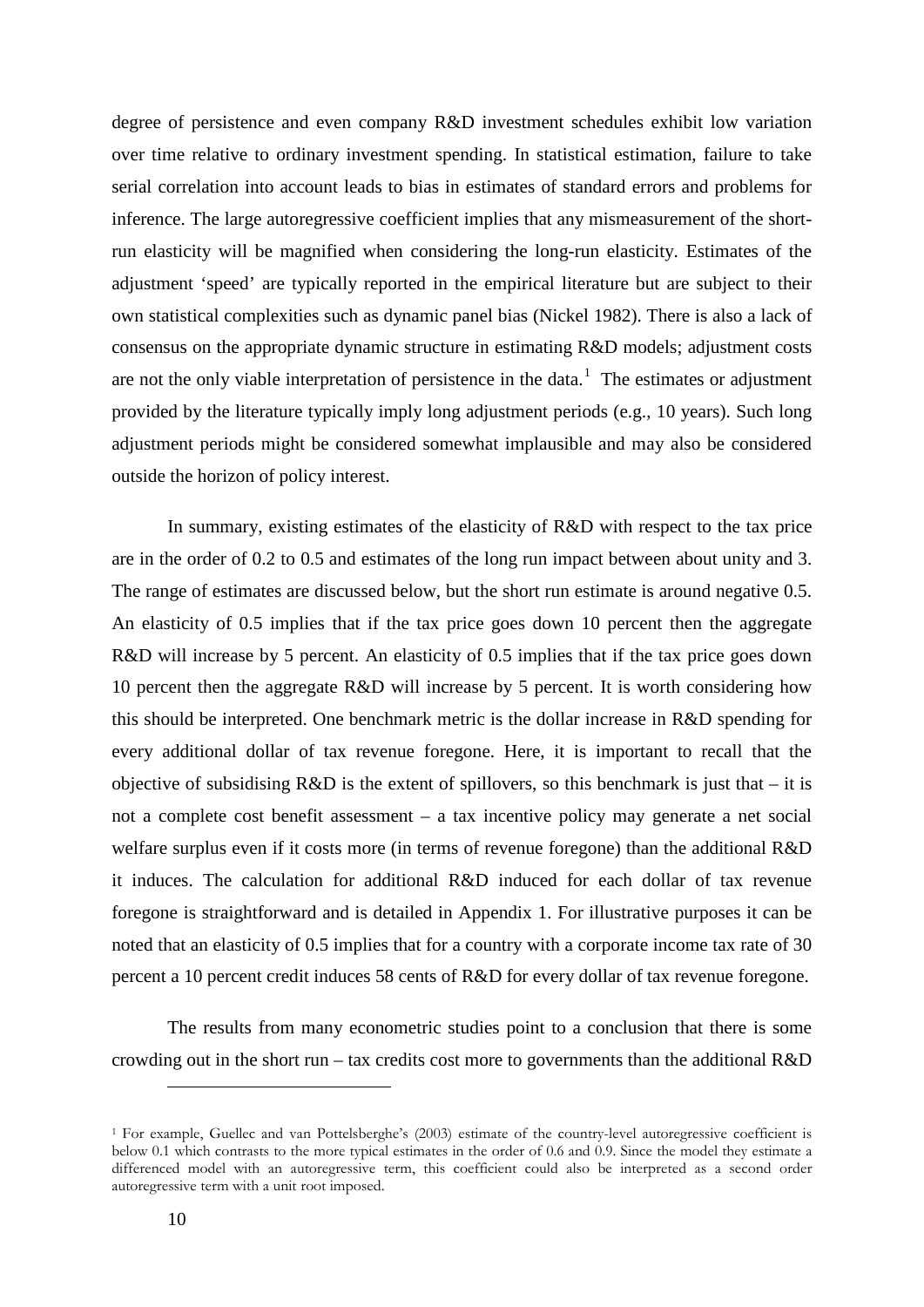degree of persistence and even company R&D investment schedules exhibit low variation over time relative to ordinary investment spending. In statistical estimation, failure to take serial correlation into account leads to bias in estimates of standard errors and problems for inference. The large autoregressive coefficient implies that any mismeasurement of the short-run elasticity will be magnified when considering the long-run elasticity. Estimates of the adjustment 'speed' are typically reported in the empirical literature but are subject to their own statistical complexities such as dynamic panel bias (Nickel 1982). There is also a lack of consensus on the appropriate dynamic structure in estimating R&D models; adjustment costs are not the only viable interpretation of persistence in the data.[1] The estimates or adjustment provided by the literature typically imply long adjustment periods (e.g., 10 years). Such long adjustment periods might be considered somewhat implausible and may also be considered outside the horizon of policy interest.

In summary, existing estimates of the elasticity of R&D with respect to the tax price are in the order of 0.2 to 0.5 and estimates of the long run impact between about unity and 3. The range of estimates are discussed below, but the short run estimate is around negative 0.5. An elasticity of 0.5 implies that if the tax price goes down 10 percent then the aggregate R&D will increase by 5 percent. An elasticity of 0.5 implies that if the tax price goes down 10 percent then the aggregate R&D will increase by 5 percent. It is worth considering how this should be interpreted. One benchmark metric is the dollar increase in R&D spending for every additional dollar of tax revenue foregone. Here, it is important to recall that the objective of subsidising R&D is the extent of spillovers, so this benchmark is just that – it is not a complete cost benefit assessment – a tax incentive policy may generate a net social welfare surplus even if it costs more (in terms of revenue foregone) than the additional R&D it induces. The calculation for additional R&D induced for each dollar of tax revenue foregone is straightforward and is detailed in Appendix 1. For illustrative purposes it can be noted that an elasticity of 0.5 implies that for a country with a corporate income tax rate of 30 percent a 10 percent credit induces 58 cents of R&D for every dollar of tax revenue foregone.

The results from many econometric studies point to a conclusion that there is some crowding out in the short run – tax credits cost more to governments than the additional R&D

[1] For example, Guellec and van Pottelsberghe's (2003) estimate of the country-level autoregressive coefficient is below 0.1 which contrasts to the more typical estimates in the order of 0.6 and 0.9. Since the model they estimate a differenced model with an autoregressive term, this coefficient could also be interpreted as a second order autoregressive term with a unit root imposed.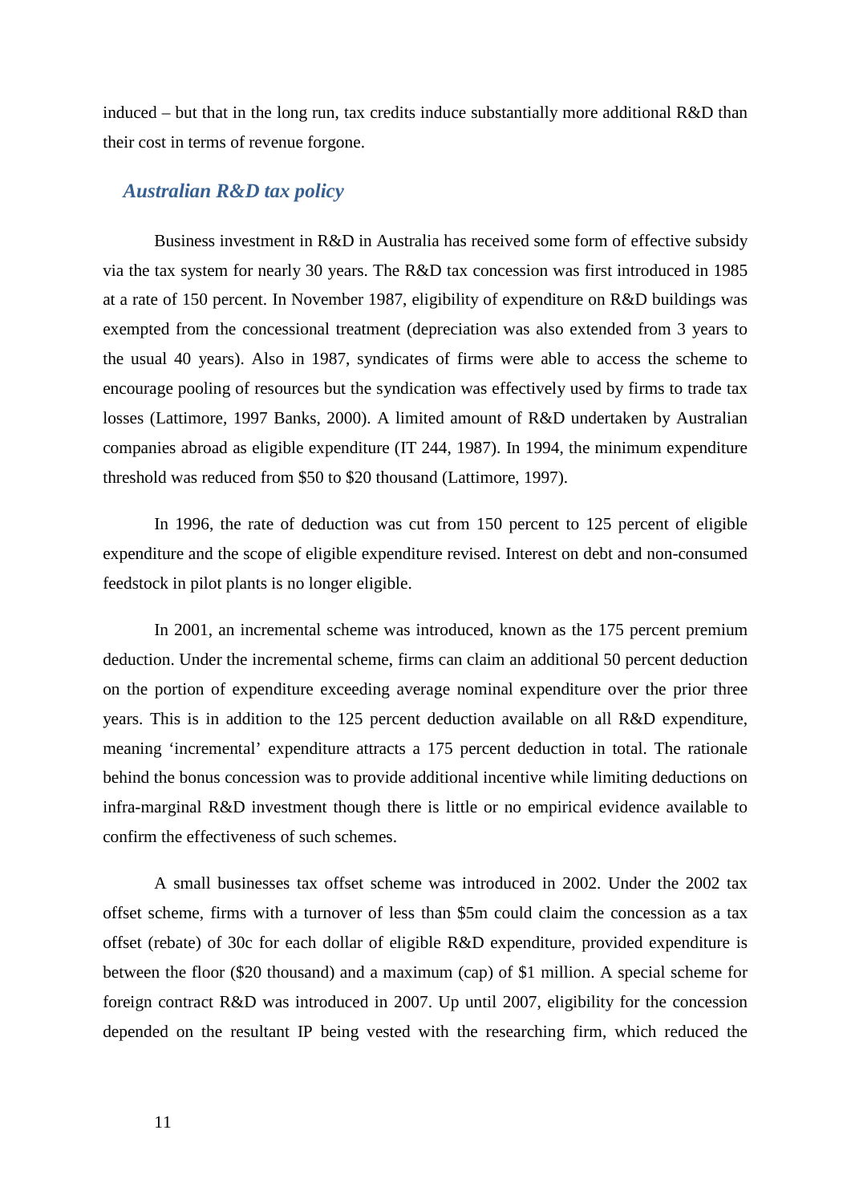induced – but that in the long run, tax credits induce substantially more additional R&D than their cost in terms of revenue forgone.

## *Australian R&D tax policy*

Business investment in R&D in Australia has received some form of effective subsidy via the tax system for nearly 30 years. The R&D tax concession was first introduced in 1985 at a rate of 150 percent. In November 1987, eligibility of expenditure on R&D buildings was exempted from the concessional treatment (depreciation was also extended from 3 years to the usual 40 years). Also in 1987, syndicates of firms were able to access the scheme to encourage pooling of resources but the syndication was effectively used by firms to trade tax losses (Lattimore, 1997 Banks, 2000). A limited amount of R&D undertaken by Australian companies abroad as eligible expenditure (IT 244, 1987). In 1994, the minimum expenditure threshold was reduced from $50 to $20 thousand (Lattimore, 1997).

In 1996, the rate of deduction was cut from 150 percent to 125 percent of eligible expenditure and the scope of eligible expenditure revised. Interest on debt and non-consumed feedstock in pilot plants is no longer eligible.

In 2001, an incremental scheme was introduced, known as the 175 percent premium deduction. Under the incremental scheme, firms can claim an additional 50 percent deduction on the portion of expenditure exceeding average nominal expenditure over the prior three years. This is in addition to the 125 percent deduction available on all R&D expenditure, meaning 'incremental' expenditure attracts a 175 percent deduction in total. The rationale behind the bonus concession was to provide additional incentive while limiting deductions on infra-marginal R&D investment though there is little or no empirical evidence available to confirm the effectiveness of such schemes.

A small businesses tax offset scheme was introduced in 2002. Under the 2002 tax offset scheme, firms with a turnover of less than $5m could claim the concession as a tax offset (rebate) of 30c for each dollar of eligible R&D expenditure, provided expenditure is between the floor ($20 thousand) and a maximum (cap) of $1 million. A special scheme for foreign contract R&D was introduced in 2007. Up until 2007, eligibility for the concession depended on the resultant IP being vested with the researching firm, which reduced the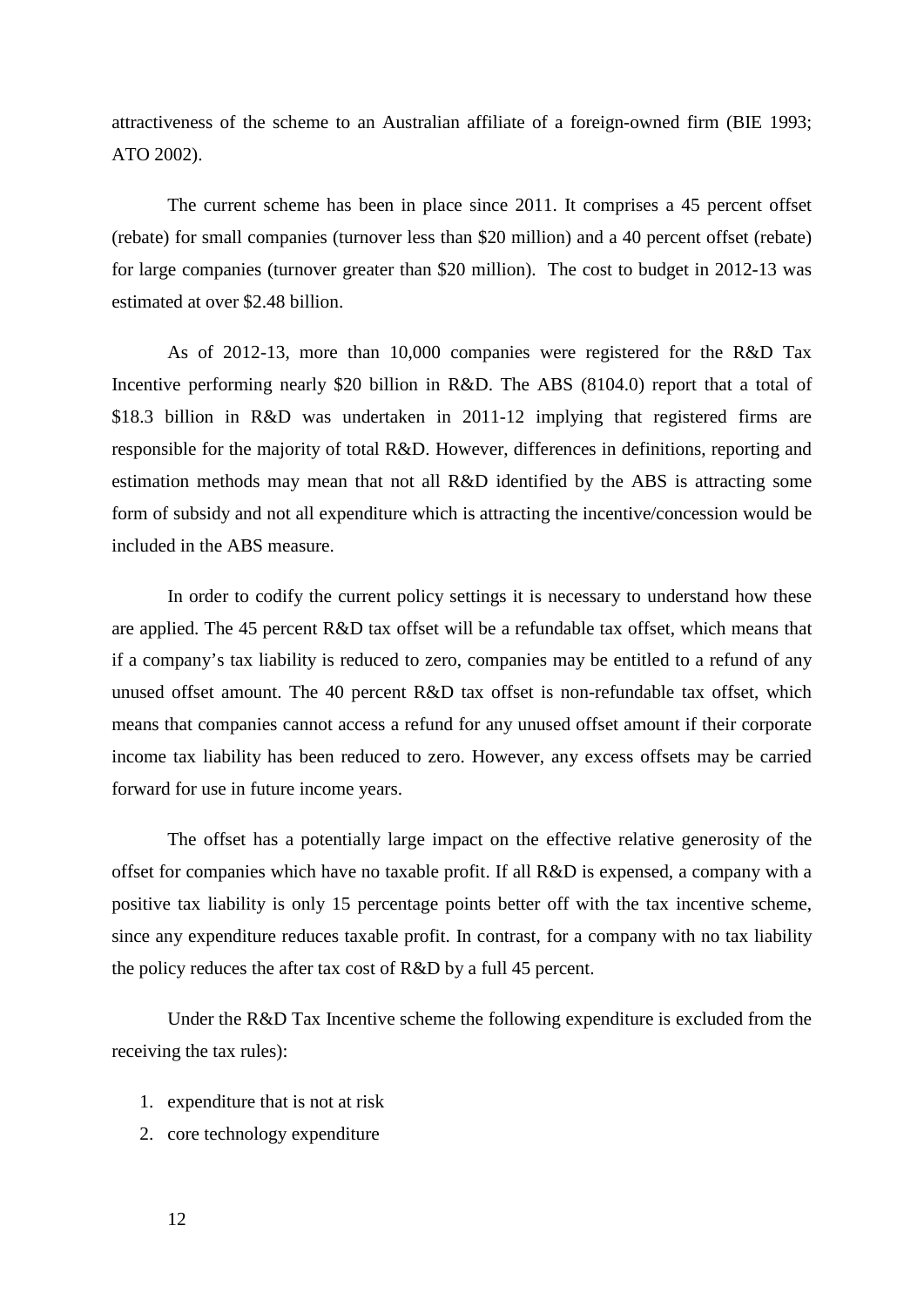attractiveness of the scheme to an Australian affiliate of a foreign-owned firm (BIE 1993; ATO 2002).

The current scheme has been in place since 2011. It comprises a 45 percent offset (rebate) for small companies (turnover less than $20 million) and a 40 percent offset (rebate) for large companies (turnover greater than $20 million). The cost to budget in 2012-13 was estimated at over $2.48 billion.

As of 2012-13, more than 10,000 companies were registered for the R&D Tax Incentive performing nearly $20 billion in R&D. The ABS (8104.0) report that a total of $18.3 billion in R&D was undertaken in 2011-12 implying that registered firms are responsible for the majority of total R&D. However, differences in definitions, reporting and estimation methods may mean that not all R&D identified by the ABS is attracting some form of subsidy and not all expenditure which is attracting the incentive/concession would be included in the ABS measure.

In order to codify the current policy settings it is necessary to understand how these are applied. The 45 percent R&D tax offset will be a refundable tax offset, which means that if a company's tax liability is reduced to zero, companies may be entitled to a refund of any unused offset amount. The 40 percent R&D tax offset is non-refundable tax offset, which means that companies cannot access a refund for any unused offset amount if their corporate income tax liability has been reduced to zero. However, any excess offsets may be carried forward for use in future income years.

The offset has a potentially large impact on the effective relative generosity of the offset for companies which have no taxable profit. If all R&D is expensed, a company with a positive tax liability is only 15 percentage points better off with the tax incentive scheme, since any expenditure reduces taxable profit. In contrast, for a company with no tax liability the policy reduces the after tax cost of R&D by a full 45 percent.

Under the R&D Tax Incentive scheme the following expenditure is excluded from the receiving the tax rules):

1. expenditure that is not at risk
2. core technology expenditure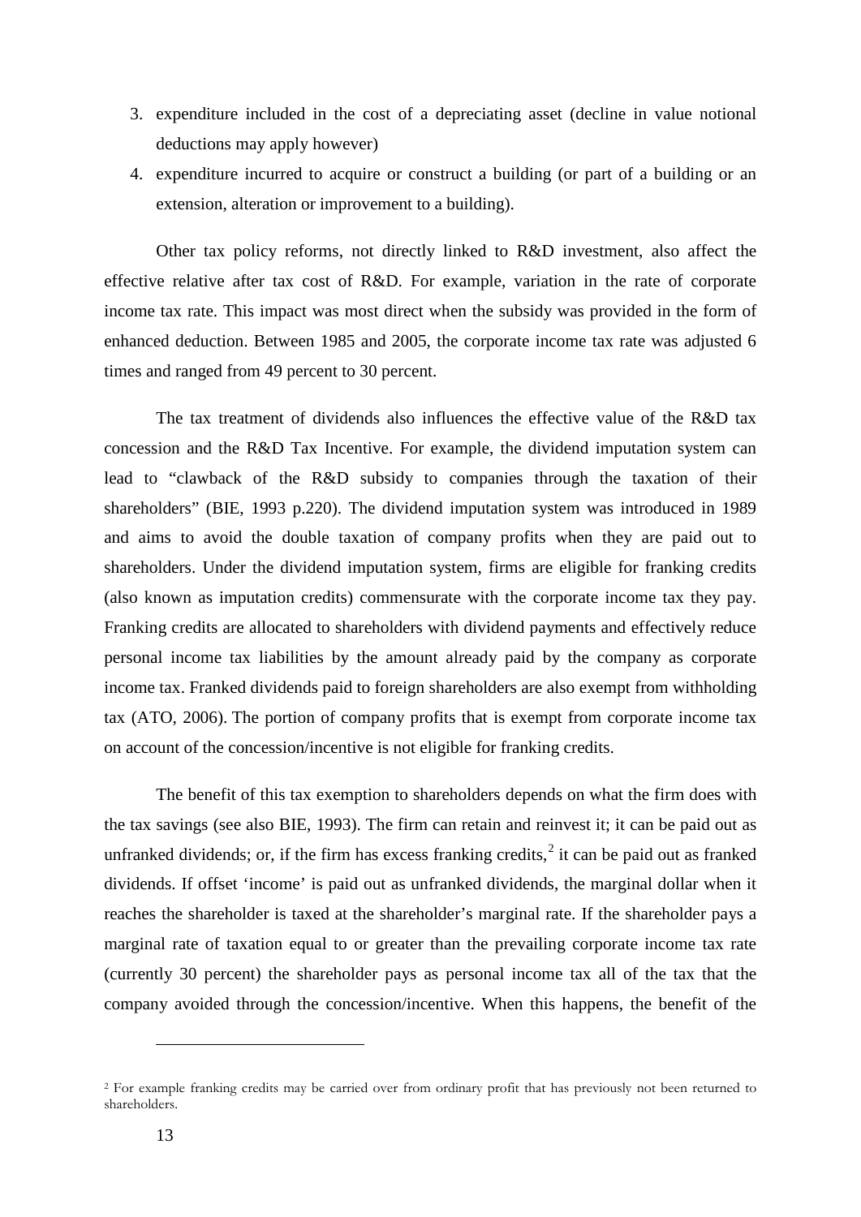3. expenditure included in the cost of a depreciating asset (decline in value notional deductions may apply however)
4. expenditure incurred to acquire or construct a building (or part of a building or an extension, alteration or improvement to a building).

Other tax policy reforms, not directly linked to R&D investment, also affect the effective relative after tax cost of R&D. For example, variation in the rate of corporate income tax rate. This impact was most direct when the subsidy was provided in the form of enhanced deduction. Between 1985 and 2005, the corporate income tax rate was adjusted 6 times and ranged from 49 percent to 30 percent.

The tax treatment of dividends also influences the effective value of the R&D tax concession and the R&D Tax Incentive. For example, the dividend imputation system can lead to "clawback of the R&D subsidy to companies through the taxation of their shareholders" (BIE, 1993 p.220). The dividend imputation system was introduced in 1989 and aims to avoid the double taxation of company profits when they are paid out to shareholders. Under the dividend imputation system, firms are eligible for franking credits (also known as imputation credits) commensurate with the corporate income tax they pay. Franking credits are allocated to shareholders with dividend payments and effectively reduce personal income tax liabilities by the amount already paid by the company as corporate income tax. Franked dividends paid to foreign shareholders are also exempt from withholding tax (ATO, 2006). The portion of company profits that is exempt from corporate income tax on account of the concession/incentive is not eligible for franking credits.

The benefit of this tax exemption to shareholders depends on what the firm does with the tax savings (see also BIE, 1993). The firm can retain and reinvest it; it can be paid out as unfranked dividends; or, if the firm has excess franking credits,[2] it can be paid out as franked dividends. If offset 'income' is paid out as unfranked dividends, the marginal dollar when it reaches the shareholder is taxed at the shareholder's marginal rate. If the shareholder pays a marginal rate of taxation equal to or greater than the prevailing corporate income tax rate (currently 30 percent) the shareholder pays as personal income tax all of the tax that the company avoided through the concession/incentive. When this happens, the benefit of the

[2] For example franking credits may be carried over from ordinary profit that has previously not been returned to shareholders.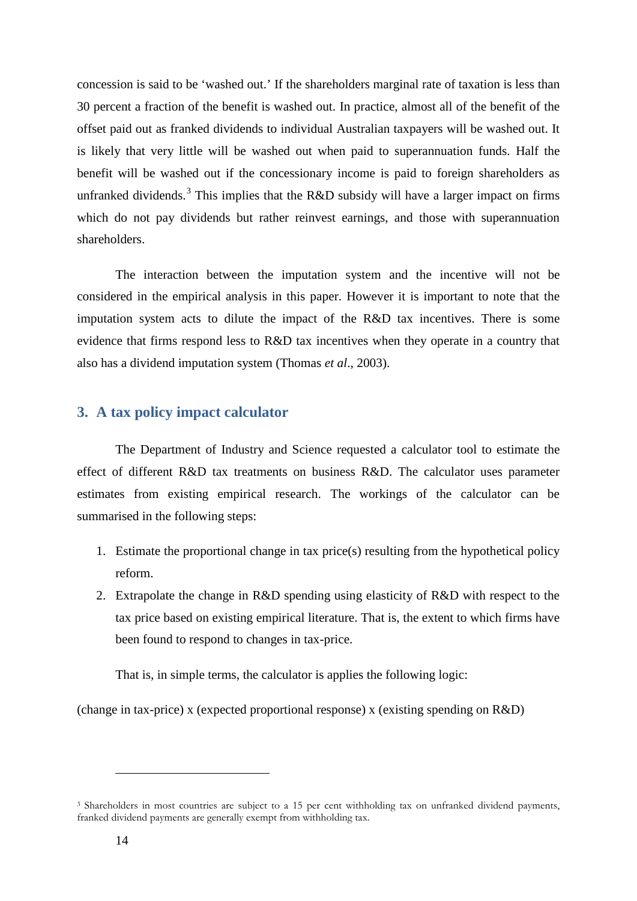concession is said to be 'washed out.' If the shareholders marginal rate of taxation is less than 30 percent a fraction of the benefit is washed out. In practice, almost all of the benefit of the offset paid out as franked dividends to individual Australian taxpayers will be washed out. It is likely that very little will be washed out when paid to superannuation funds. Half the benefit will be washed out if the concessionary income is paid to foreign shareholders as unfranked dividends.[3] This implies that the R&D subsidy will have a larger impact on firms which do not pay dividends but rather reinvest earnings, and those with superannuation shareholders.

The interaction between the imputation system and the incentive will not be considered in the empirical analysis in this paper. However it is important to note that the imputation system acts to dilute the impact of the R&D tax incentives. There is some evidence that firms respond less to R&D tax incentives when they operate in a country that also has a dividend imputation system (Thomas *et al*., 2003).

## 3. A tax policy impact calculator

The Department of Industry and Science requested a calculator tool to estimate the effect of different R&D tax treatments on business R&D. The calculator uses parameter estimates from existing empirical research. The workings of the calculator can be summarised in the following steps:

1. Estimate the proportional change in tax price(s) resulting from the hypothetical policy reform.
2. Extrapolate the change in R&D spending using elasticity of R&D with respect to the tax price based on existing empirical literature. That is, the extent to which firms have been found to respond to changes in tax-price.

That is, in simple terms, the calculator is applies the following logic:

(change in tax-price) x (expected proportional response) x (existing spending on R&D)

---

[3] Shareholders in most countries are subject to a 15 per cent withholding tax on unfranked dividend payments, franked dividend payments are generally exempt from withholding tax.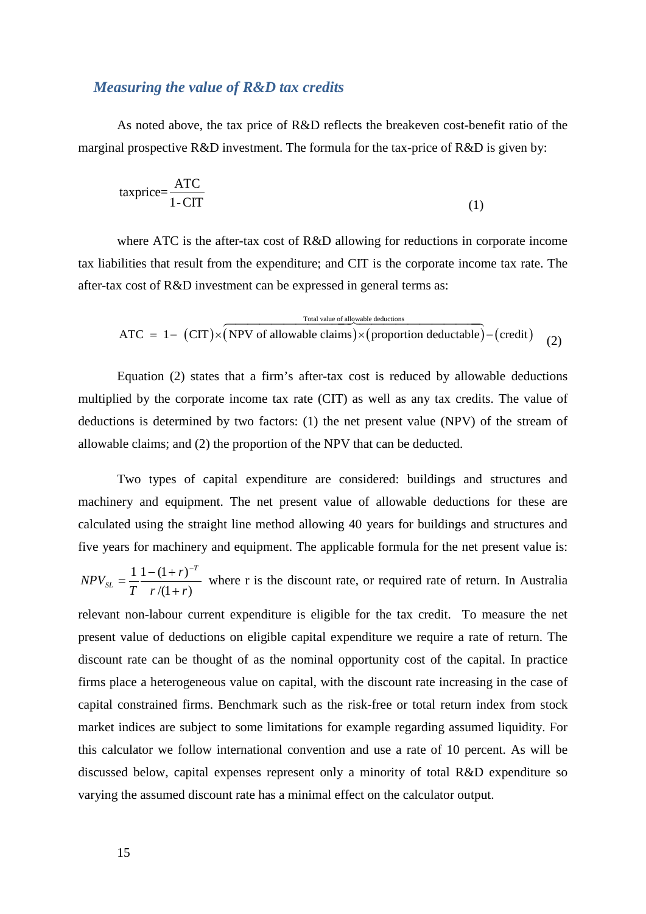### *Measuring the value of R&D tax credits*

As noted above, the tax price of R&D reflects the breakeven cost-benefit ratio of the marginal prospective R&D investment. The formula for the tax-price of R&D is given by:

$$\text{taxprice} = \frac{\text{ATC}}{1\text{-CIT}} \tag{1}$$

where ATC is the after-tax cost of R&D allowing for reductions in corporate income tax liabilities that result from the expenditure; and CIT is the corporate income tax rate. The after-tax cost of R&D investment can be expressed in general terms as:

$$\text{ATC} = 1 - (\text{CIT}) \times \overbrace{(\text{NPV of allowable claims}) \times (\text{proportion deductable})}^{\text{Total value of allowable deductions}} - (\text{credit}) \tag{2}$$

Equation (2) states that a firm's after-tax cost is reduced by allowable deductions multiplied by the corporate income tax rate (CIT) as well as any tax credits. The value of deductions is determined by two factors: (1) the net present value (NPV) of the stream of allowable claims; and (2) the proportion of the NPV that can be deducted.

Two types of capital expenditure are considered: buildings and structures and machinery and equipment. The net present value of allowable deductions for these are calculated using the straight line method allowing 40 years for buildings and structures and five years for machinery and equipment. The applicable formula for the net present value is: $NPV_{SL} = \frac{1}{T}\frac{1-(1+r)^{-T}}{r/(1+r)}$ where r is the discount rate, or required rate of return. In Australia relevant non-labour current expenditure is eligible for the tax credit. To measure the net present value of deductions on eligible capital expenditure we require a rate of return. The discount rate can be thought of as the nominal opportunity cost of the capital. In practice firms place a heterogeneous value on capital, with the discount rate increasing in the case of capital constrained firms. Benchmark such as the risk-free or total return index from stock market indices are subject to some limitations for example regarding assumed liquidity. For this calculator we follow international convention and use a rate of 10 percent. As will be discussed below, capital expenses represent only a minority of total R&D expenditure so varying the assumed discount rate has a minimal effect on the calculator output.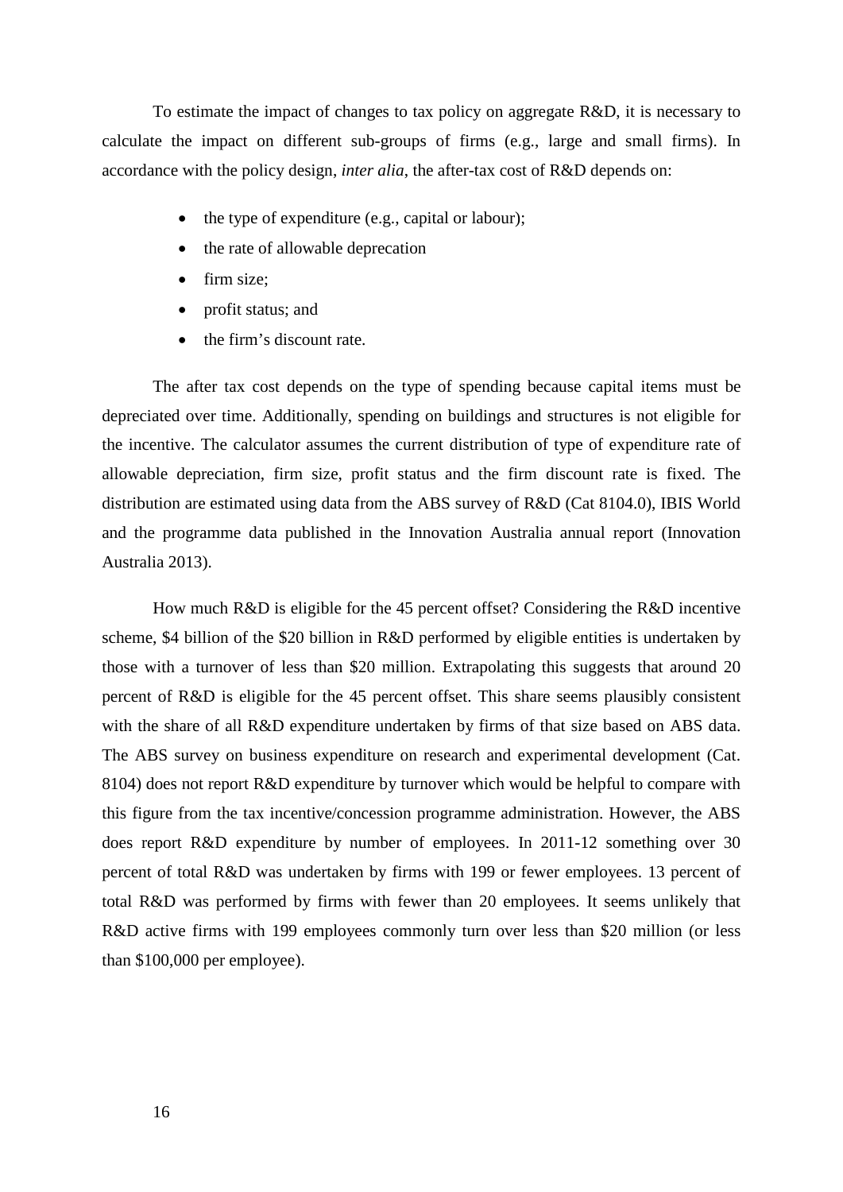To estimate the impact of changes to tax policy on aggregate R&D, it is necessary to calculate the impact on different sub-groups of firms (e.g., large and small firms). In accordance with the policy design, *inter alia*, the after-tax cost of R&D depends on:

- the type of expenditure (e.g., capital or labour);
- the rate of allowable deprecation
- firm size;
- profit status; and
- the firm's discount rate.

The after tax cost depends on the type of spending because capital items must be depreciated over time. Additionally, spending on buildings and structures is not eligible for the incentive. The calculator assumes the current distribution of type of expenditure rate of allowable depreciation, firm size, profit status and the firm discount rate is fixed. The distribution are estimated using data from the ABS survey of R&D (Cat 8104.0), IBIS World and the programme data published in the Innovation Australia annual report (Innovation Australia 2013).

How much R&D is eligible for the 45 percent offset? Considering the R&D incentive scheme, $4 billion of the $20 billion in R&D performed by eligible entities is undertaken by those with a turnover of less than $20 million. Extrapolating this suggests that around 20 percent of R&D is eligible for the 45 percent offset. This share seems plausibly consistent with the share of all R&D expenditure undertaken by firms of that size based on ABS data. The ABS survey on business expenditure on research and experimental development (Cat. 8104) does not report R&D expenditure by turnover which would be helpful to compare with this figure from the tax incentive/concession programme administration. However, the ABS does report R&D expenditure by number of employees. In 2011-12 something over 30 percent of total R&D was undertaken by firms with 199 or fewer employees. 13 percent of total R&D was performed by firms with fewer than 20 employees. It seems unlikely that R&D active firms with 199 employees commonly turn over less than $20 million (or less than $100,000 per employee).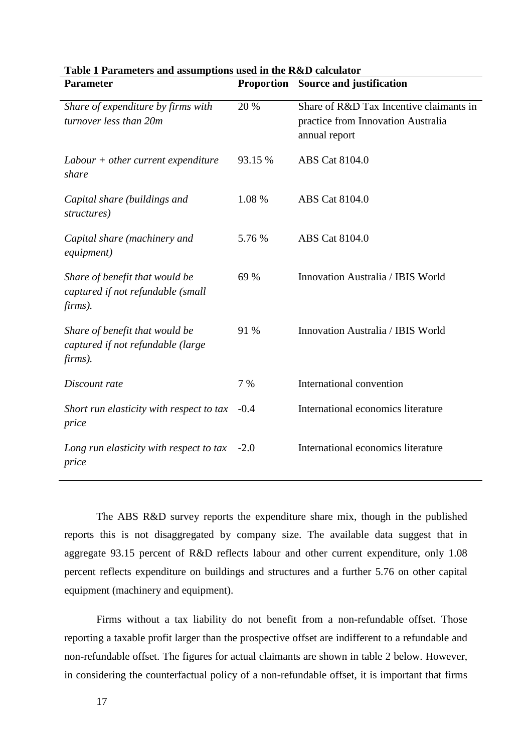**Table 1 Parameters and assumptions used in the R&D calculator**

| Parameter | Proportion | Source and justification |
|---|---|---|
| *Share of expenditure by firms with turnover less than 20m* | 20 % | Share of R&D Tax Incentive claimants in practice from Innovation Australia annual report |
| *Labour + other current expenditure share* | 93.15 % | ABS Cat 8104.0 |
| *Capital share (buildings and structures)* | 1.08 % | ABS Cat 8104.0 |
| *Capital share (machinery and equipment)* | 5.76 % | ABS Cat 8104.0 |
| *Share of benefit that would be captured if not refundable (small firms).* | 69 % | Innovation Australia / IBIS World |
| *Share of benefit that would be captured if not refundable (large firms).* | 91 % | Innovation Australia / IBIS World |
| *Discount rate* | 7 % | International convention |
| *Short run elasticity with respect to tax price* | -0.4 | International economics literature |
| *Long run elasticity with respect to tax price* | -2.0 | International economics literature |

The ABS R&D survey reports the expenditure share mix, though in the published reports this is not disaggregated by company size. The available data suggest that in aggregate 93.15 percent of R&D reflects labour and other current expenditure, only 1.08 percent reflects expenditure on buildings and structures and a further 5.76 on other capital equipment (machinery and equipment).

Firms without a tax liability do not benefit from a non-refundable offset. Those reporting a taxable profit larger than the prospective offset are indifferent to a refundable and non-refundable offset. The figures for actual claimants are shown in table 2 below. However, in considering the counterfactual policy of a non-refundable offset, it is important that firms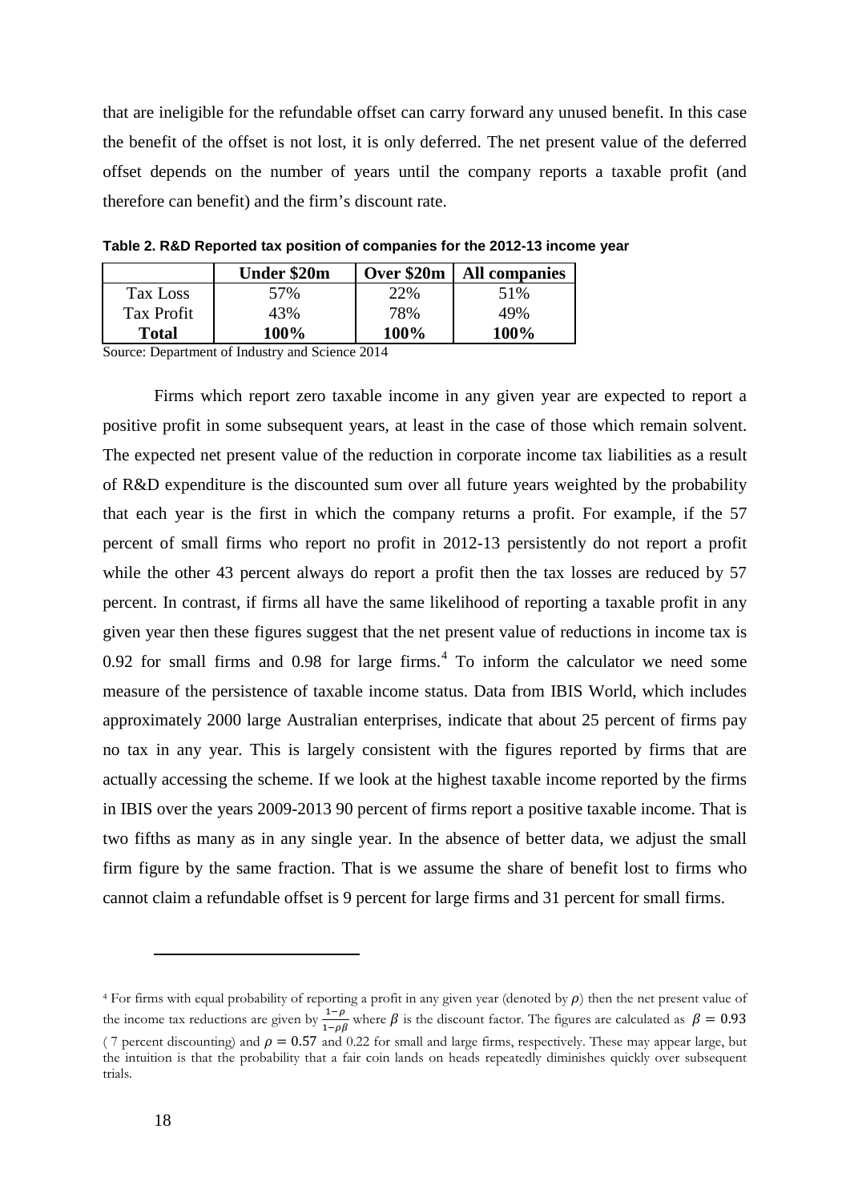that are ineligible for the refundable offset can carry forward any unused benefit. In this case the benefit of the offset is not lost, it is only deferred. The net present value of the deferred offset depends on the number of years until the company reports a taxable profit (and therefore can benefit) and the firm's discount rate.

**Table 2. R&D Reported tax position of companies for the 2012-13 income year**

| | **Under $20m** | **Over $20m** | **All companies** |
|---|---|---|---|
| Tax Loss | 57% | 22% | 51% |
| Tax Profit | 43% | 78% | 49% |
| **Total** | **100%** | **100%** | **100%** |

Source: Department of Industry and Science 2014

Firms which report zero taxable income in any given year are expected to report a positive profit in some subsequent years, at least in the case of those which remain solvent. The expected net present value of the reduction in corporate income tax liabilities as a result of R&D expenditure is the discounted sum over all future years weighted by the probability that each year is the first in which the company returns a profit. For example, if the 57 percent of small firms who report no profit in 2012-13 persistently do not report a profit while the other 43 percent always do report a profit then the tax losses are reduced by 57 percent. In contrast, if firms all have the same likelihood of reporting a taxable profit in any given year then these figures suggest that the net present value of reductions in income tax is 0.92 for small firms and 0.98 for large firms.[4] To inform the calculator we need some measure of the persistence of taxable income status. Data from IBIS World, which includes approximately 2000 large Australian enterprises, indicate that about 25 percent of firms pay no tax in any year. This is largely consistent with the figures reported by firms that are actually accessing the scheme. If we look at the highest taxable income reported by the firms in IBIS over the years 2009-2013 90 percent of firms report a positive taxable income. That is two fifths as many as in any single year. In the absence of better data, we adjust the small firm figure by the same fraction. That is we assume the share of benefit lost to firms who cannot claim a refundable offset is 9 percent for large firms and 31 percent for small firms.

[4] For firms with equal probability of reporting a profit in any given year (denoted by $\rho$) then the net present value of the income tax reductions are given by $\frac{1-\rho}{1-\rho\beta}$ where $\beta$ is the discount factor. The figures are calculated as $\beta = 0.93$ (7 percent discounting) and $\rho = 0.57$ and 0.22 for small and large firms, respectively. These may appear large, but the intuition is that the probability that a fair coin lands on heads repeatedly diminishes quickly over subsequent trials.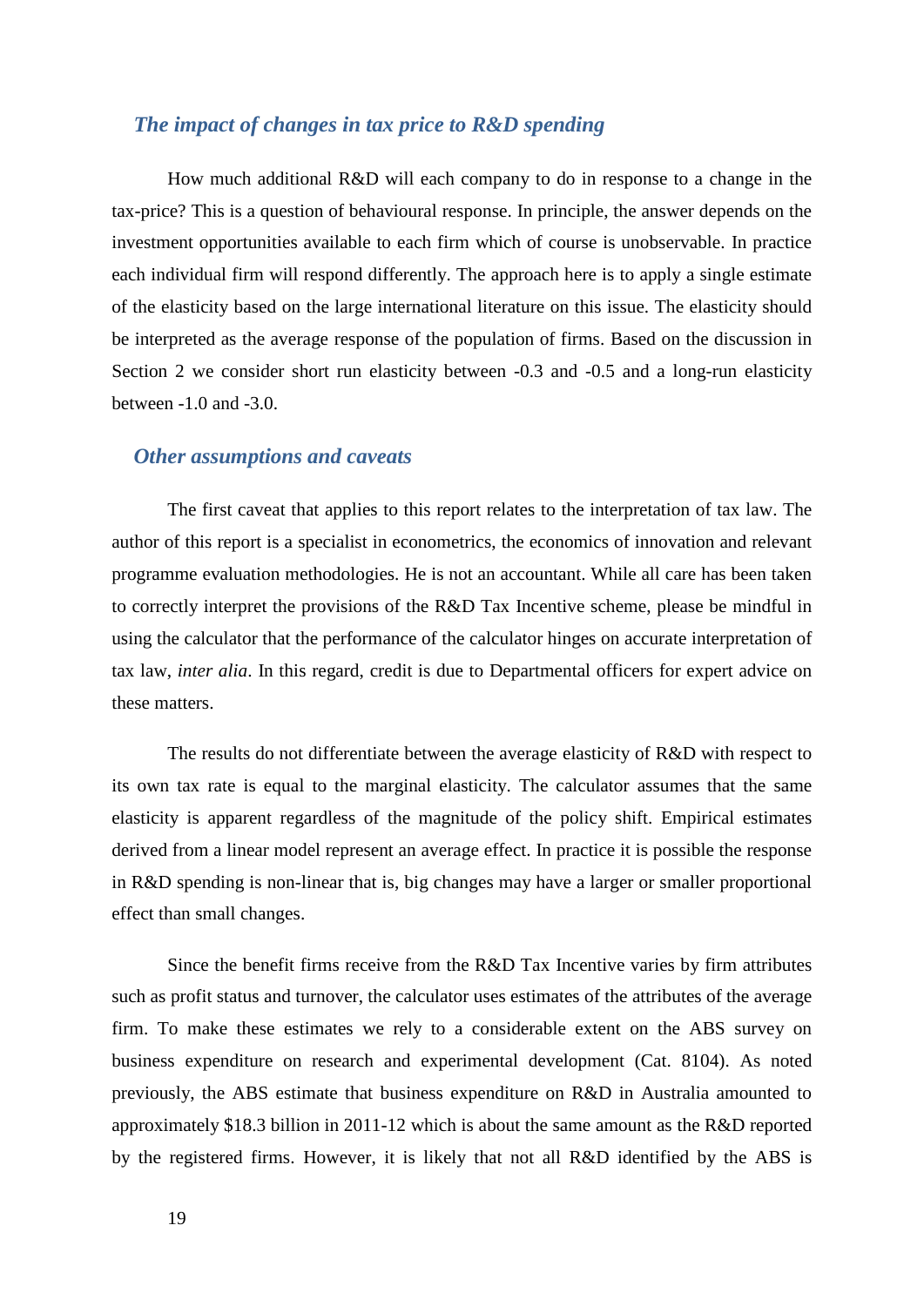### *The impact of changes in tax price to R&D spending*

How much additional R&D will each company to do in response to a change in the tax-price? This is a question of behavioural response. In principle, the answer depends on the investment opportunities available to each firm which of course is unobservable. In practice each individual firm will respond differently. The approach here is to apply a single estimate of the elasticity based on the large international literature on this issue. The elasticity should be interpreted as the average response of the population of firms. Based on the discussion in Section 2 we consider short run elasticity between -0.3 and -0.5 and a long-run elasticity between -1.0 and -3.0.

### *Other assumptions and caveats*

The first caveat that applies to this report relates to the interpretation of tax law. The author of this report is a specialist in econometrics, the economics of innovation and relevant programme evaluation methodologies. He is not an accountant. While all care has been taken to correctly interpret the provisions of the R&D Tax Incentive scheme, please be mindful in using the calculator that the performance of the calculator hinges on accurate interpretation of tax law, *inter alia*. In this regard, credit is due to Departmental officers for expert advice on these matters.

The results do not differentiate between the average elasticity of R&D with respect to its own tax rate is equal to the marginal elasticity. The calculator assumes that the same elasticity is apparent regardless of the magnitude of the policy shift. Empirical estimates derived from a linear model represent an average effect. In practice it is possible the response in R&D spending is non-linear that is, big changes may have a larger or smaller proportional effect than small changes.

Since the benefit firms receive from the R&D Tax Incentive varies by firm attributes such as profit status and turnover, the calculator uses estimates of the attributes of the average firm. To make these estimates we rely to a considerable extent on the ABS survey on business expenditure on research and experimental development (Cat. 8104). As noted previously, the ABS estimate that business expenditure on R&D in Australia amounted to approximately $18.3 billion in 2011-12 which is about the same amount as the R&D reported by the registered firms. However, it is likely that not all R&D identified by the ABS is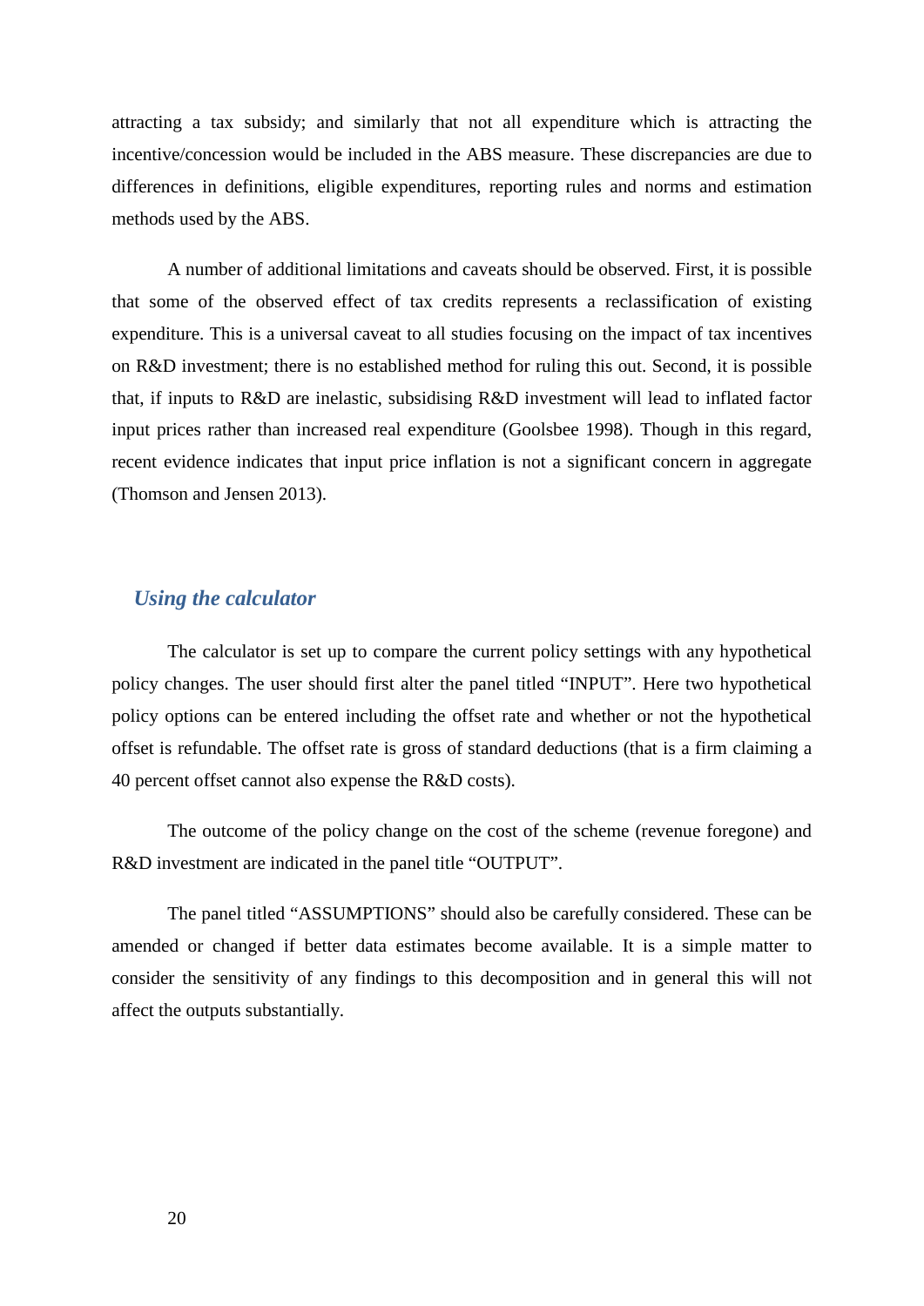attracting a tax subsidy; and similarly that not all expenditure which is attracting the incentive/concession would be included in the ABS measure. These discrepancies are due to differences in definitions, eligible expenditures, reporting rules and norms and estimation methods used by the ABS.

A number of additional limitations and caveats should be observed. First, it is possible that some of the observed effect of tax credits represents a reclassification of existing expenditure. This is a universal caveat to all studies focusing on the impact of tax incentives on R&D investment; there is no established method for ruling this out. Second, it is possible that, if inputs to R&D are inelastic, subsidising R&D investment will lead to inflated factor input prices rather than increased real expenditure (Goolsbee 1998). Though in this regard, recent evidence indicates that input price inflation is not a significant concern in aggregate (Thomson and Jensen 2013).

### *Using the calculator*

The calculator is set up to compare the current policy settings with any hypothetical policy changes. The user should first alter the panel titled "INPUT". Here two hypothetical policy options can be entered including the offset rate and whether or not the hypothetical offset is refundable. The offset rate is gross of standard deductions (that is a firm claiming a 40 percent offset cannot also expense the R&D costs).

The outcome of the policy change on the cost of the scheme (revenue foregone) and R&D investment are indicated in the panel title "OUTPUT".

The panel titled "ASSUMPTIONS" should also be carefully considered. These can be amended or changed if better data estimates become available. It is a simple matter to consider the sensitivity of any findings to this decomposition and in general this will not affect the outputs substantially.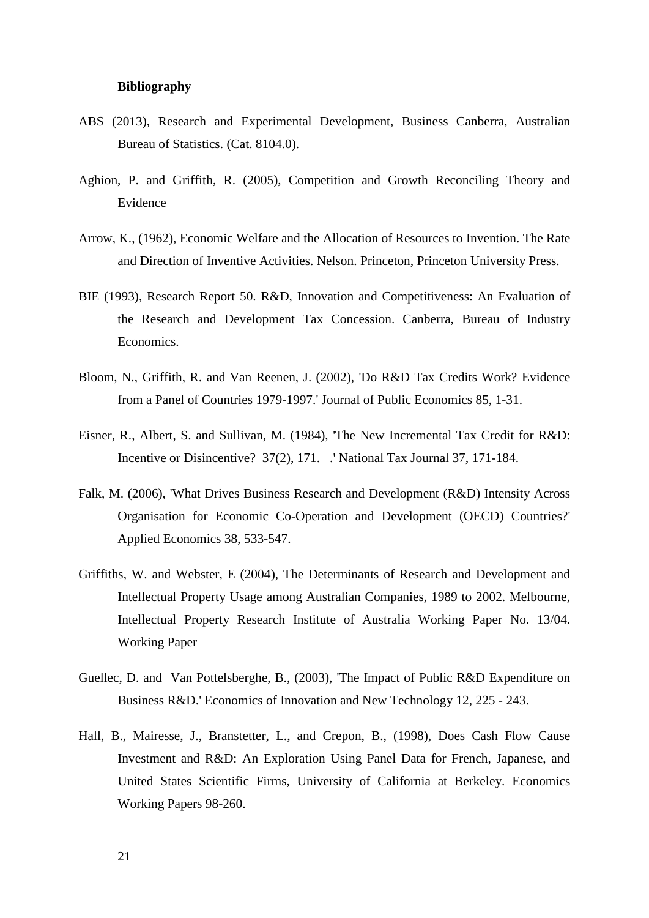**Bibliography**

ABS (2013), Research and Experimental Development, Business Canberra, Australian Bureau of Statistics. (Cat. 8104.0).

Aghion, P. and Griffith, R. (2005), Competition and Growth Reconciling Theory and Evidence

Arrow, K., (1962), Economic Welfare and the Allocation of Resources to Invention. The Rate and Direction of Inventive Activities. Nelson. Princeton, Princeton University Press.

BIE (1993), Research Report 50. R&D, Innovation and Competitiveness: An Evaluation of the Research and Development Tax Concession. Canberra, Bureau of Industry Economics.

Bloom, N., Griffith, R. and Van Reenen, J. (2002), 'Do R&D Tax Credits Work? Evidence from a Panel of Countries 1979-1997.' Journal of Public Economics 85, 1-31.

Eisner, R., Albert, S. and Sullivan, M. (1984), 'The New Incremental Tax Credit for R&D: Incentive or Disincentive? 37(2), 171. .' National Tax Journal 37, 171-184.

Falk, M. (2006), 'What Drives Business Research and Development (R&D) Intensity Across Organisation for Economic Co-Operation and Development (OECD) Countries?' Applied Economics 38, 533-547.

Griffiths, W. and Webster, E (2004), The Determinants of Research and Development and Intellectual Property Usage among Australian Companies, 1989 to 2002. Melbourne, Intellectual Property Research Institute of Australia Working Paper No. 13/04. Working Paper

Guellec, D. and Van Pottelsberghe, B., (2003), 'The Impact of Public R&D Expenditure on Business R&D.' Economics of Innovation and New Technology 12, 225 - 243.

Hall, B., Mairesse, J., Branstetter, L., and Crepon, B., (1998), Does Cash Flow Cause Investment and R&D: An Exploration Using Panel Data for French, Japanese, and United States Scientific Firms, University of California at Berkeley. Economics Working Papers 98-260.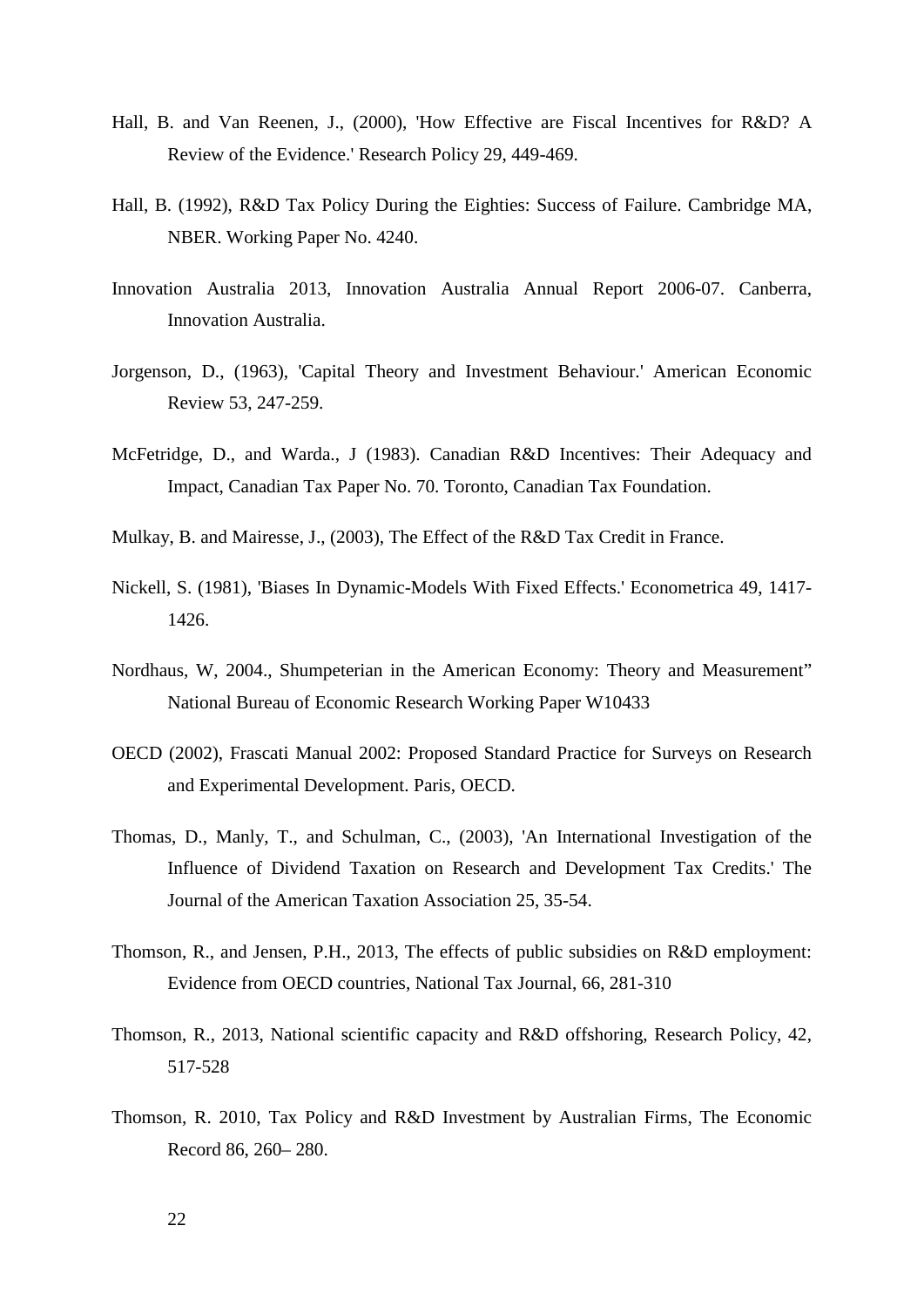Hall, B. and Van Reenen, J., (2000), 'How Effective are Fiscal Incentives for R&D? A Review of the Evidence.' Research Policy 29, 449-469.

Hall, B. (1992), R&D Tax Policy During the Eighties: Success of Failure. Cambridge MA, NBER. Working Paper No. 4240.

Innovation Australia 2013, Innovation Australia Annual Report 2006-07. Canberra, Innovation Australia.

Jorgenson, D., (1963), 'Capital Theory and Investment Behaviour.' American Economic Review 53, 247-259.

McFetridge, D., and Warda., J (1983). Canadian R&D Incentives: Their Adequacy and Impact, Canadian Tax Paper No. 70. Toronto, Canadian Tax Foundation.

Mulkay, B. and Mairesse, J., (2003), The Effect of the R&D Tax Credit in France.

Nickell, S. (1981), 'Biases In Dynamic-Models With Fixed Effects.' Econometrica 49, 1417-1426.

Nordhaus, W, 2004., Shumpeterian in the American Economy: Theory and Measurement" National Bureau of Economic Research Working Paper W10433

OECD (2002), Frascati Manual 2002: Proposed Standard Practice for Surveys on Research and Experimental Development. Paris, OECD.

Thomas, D., Manly, T., and Schulman, C., (2003), 'An International Investigation of the Influence of Dividend Taxation on Research and Development Tax Credits.' The Journal of the American Taxation Association 25, 35-54.

Thomson, R., and Jensen, P.H., 2013, The effects of public subsidies on R&D employment: Evidence from OECD countries, National Tax Journal, 66, 281-310

Thomson, R., 2013, National scientific capacity and R&D offshoring, Research Policy, 42, 517-528

Thomson, R. 2010, Tax Policy and R&D Investment by Australian Firms, The Economic Record 86, 260– 280.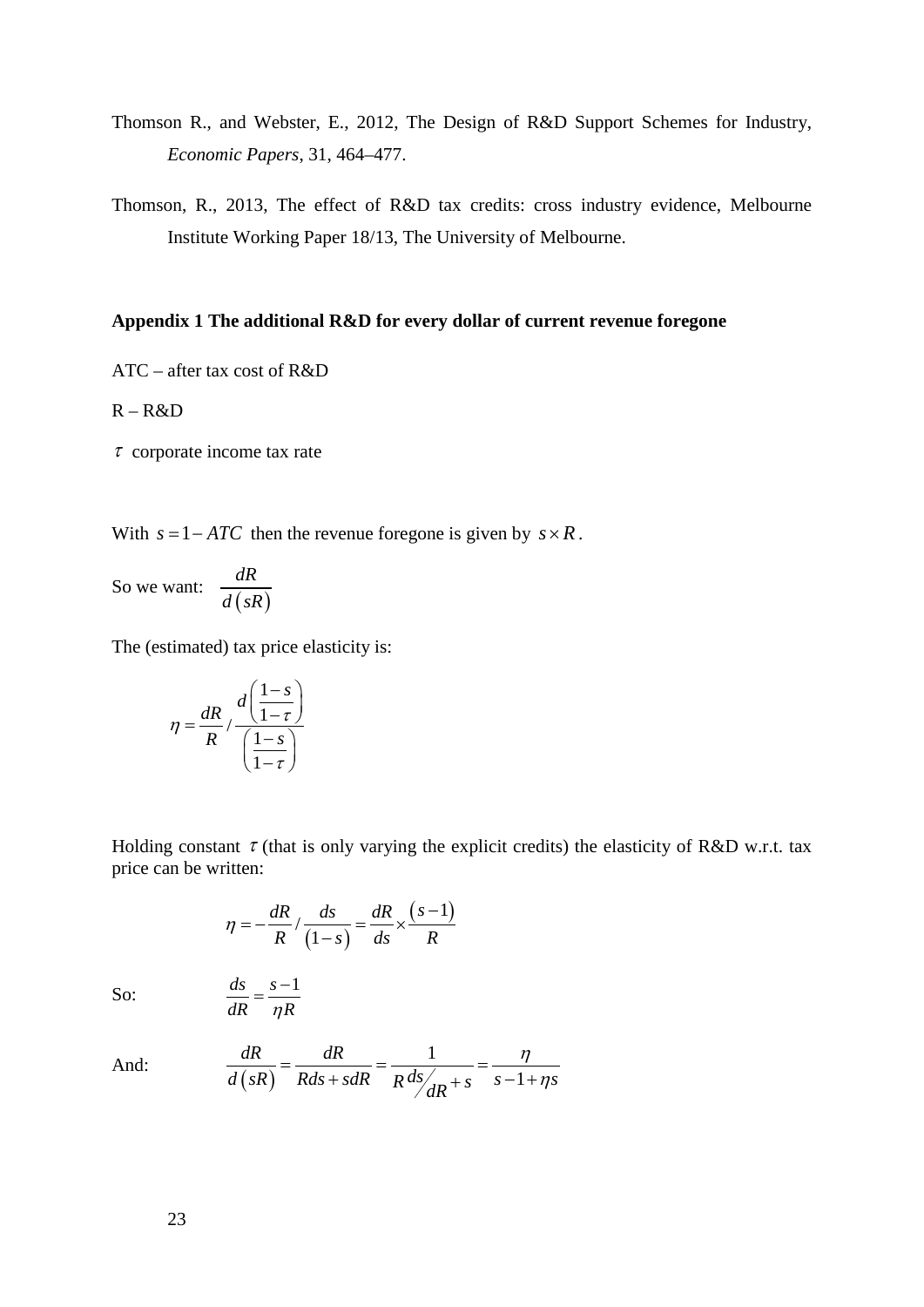Thomson R., and Webster, E., 2012, The Design of R&D Support Schemes for Industry, *Economic Papers*, 31, 464–477.

Thomson, R., 2013, The effect of R&D tax credits: cross industry evidence, Melbourne Institute Working Paper 18/13, The University of Melbourne.

## Appendix 1 The additional R&D for every dollar of current revenue foregone

ATC – after tax cost of R&D

R – R&D

$\tau$ corporate income tax rate

With $s = 1 - ATC$ then the revenue foregone is given by $s \times R$.

So we want: $\dfrac{dR}{d\left(sR\right)}$

The (estimated) tax price elasticity is:

$$\eta = \frac{dR}{R} / \frac{d\left(\frac{1-s}{1-\tau}\right)}{\left(\frac{1-s}{1-\tau}\right)}$$

Holding constant $\tau$ (that is only varying the explicit credits) the elasticity of R&D w.r.t. tax price can be written:

$$\eta = -\frac{dR}{R} / \frac{ds}{\left(1-s\right)} = \frac{dR}{ds} \times \frac{\left(s-1\right)}{R}$$

So:

$$\frac{ds}{dR} = \frac{s-1}{\eta R}$$

And:

$$\frac{dR}{d\left(sR\right)} = \frac{dR}{Rds + sdR} = \frac{1}{R\,{}^{ds}\!/_{dR} + s} = \frac{\eta}{s - 1 + \eta s}$$